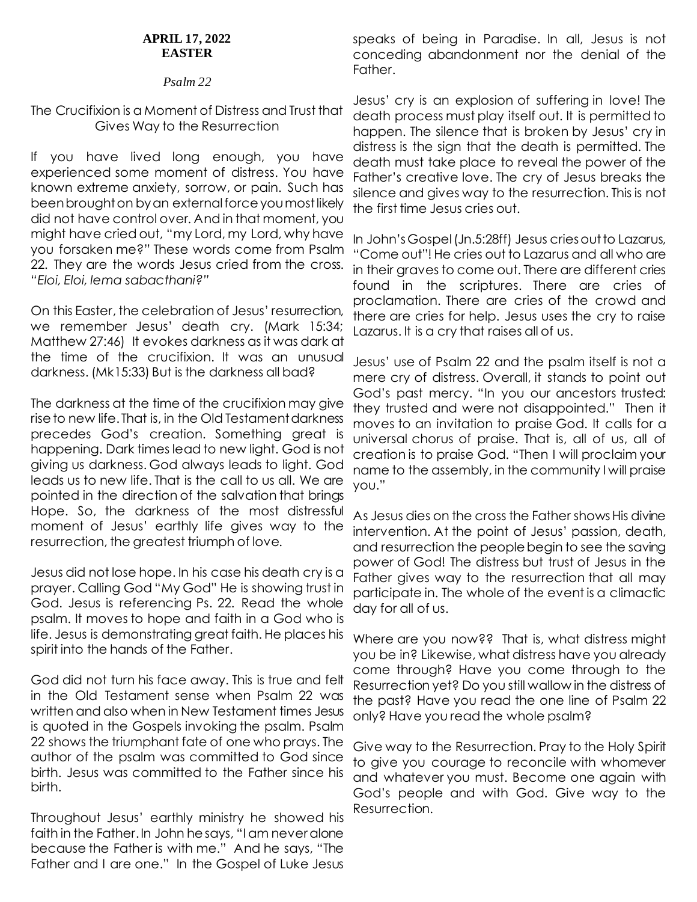**APRIL 17, 2022**
**EASTER**

*Psalm 22*

## The Crucifixion is a Moment of Distress and Trust that Gives Way to the Resurrection

If you have lived long enough, you have experienced some moment of distress. You have known extreme anxiety, sorrow, or pain. Such has been brought on by an external force you most likely did not have control over. And in that moment, you might have cried out, "my Lord, my Lord, why have you forsaken me?" These words come from Psalm 22. They are the words Jesus cried from the cross. "*Eloi, Eloi, lema sabacthani?*"

On this Easter, the celebration of Jesus' resurrection, we remember Jesus' death cry. (Mark 15:34; Matthew 27:46) It evokes darkness as it was dark at the time of the crucifixion. It was an unusual darkness. (Mk15:33) But is the darkness all bad?

The darkness at the time of the crucifixion may give rise to new life. That is, in the Old Testament darkness precedes God's creation. Something great is happening. Dark times lead to new light. God is not giving us darkness. God always leads to light. God leads us to new life. That is the call to us all. We are pointed in the direction of the salvation that brings Hope. So, the darkness of the most distressful moment of Jesus' earthly life gives way to the resurrection, the greatest triumph of love.

Jesus did not lose hope. In his case his death cry is a prayer. Calling God "My God" He is showing trust in God. Jesus is referencing Ps. 22. Read the whole psalm. It moves to hope and faith in a God who is life. Jesus is demonstrating great faith. He places his spirit into the hands of the Father.

God did not turn his face away. This is true and felt in the Old Testament sense when Psalm 22 was written and also when in New Testament times Jesus is quoted in the Gospels invoking the psalm. Psalm 22 shows the triumphant fate of one who prays. The author of the psalm was committed to God since birth. Jesus was committed to the Father since his birth.

Throughout Jesus' earthly ministry he showed his faith in the Father. In John he says, "I am never alone because the Father is with me." And he says, "The Father and I are one." In the Gospel of Luke Jesus speaks of being in Paradise. In all, Jesus is not conceding abandonment nor the denial of the Father.

Jesus' cry is an explosion of suffering in love! The death process must play itself out. It is permitted to happen. The silence that is broken by Jesus' cry in distress is the sign that the death is permitted. The death must take place to reveal the power of the Father's creative love. The cry of Jesus breaks the silence and gives way to the resurrection. This is not the first time Jesus cries out.

In John's Gospel (Jn.5:28ff) Jesus cries out to Lazarus, "Come out"! He cries out to Lazarus and all who are in their graves to come out. There are different cries found in the scriptures. There are cries of proclamation. There are cries of the crowd and there are cries for help. Jesus uses the cry to raise Lazarus. It is a cry that raises all of us.

Jesus' use of Psalm 22 and the psalm itself is not a mere cry of distress. Overall, it stands to point out God's past mercy. "In you our ancestors trusted: they trusted and were not disappointed." Then it moves to an invitation to praise God. It calls for a universal chorus of praise. That is, all of us, all of creation is to praise God. "Then I will proclaim your name to the assembly, in the community I will praise you."

As Jesus dies on the cross the Father shows His divine intervention. At the point of Jesus' passion, death, and resurrection the people begin to see the saving power of God! The distress but trust of Jesus in the Father gives way to the resurrection that all may participate in. The whole of the event is a climactic day for all of us.

Where are you now?? That is, what distress might you be in? Likewise, what distress have you already come through? Have you come through to the Resurrection yet? Do you still wallow in the distress of the past? Have you read the one line of Psalm 22 only? Have you read the whole psalm?

Give way to the Resurrection. Pray to the Holy Spirit to give you courage to reconcile with whomever and whatever you must. Become one again with God's people and with God. Give way to the Resurrection.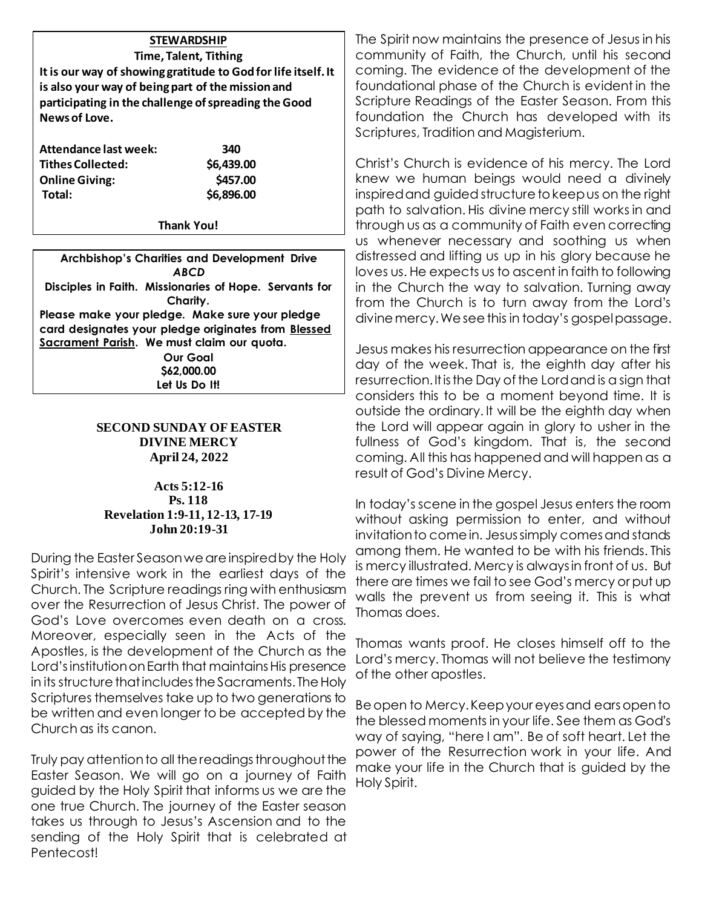**STEWARDSHIP**

**Time, Talent, Tithing**

**It is our way of showing gratitude to God for life itself. It is also your way of being part of the mission and participating in the challenge of spreading the Good News of Love.**

| | |
|---|---|
| **Attendance last week:** | **340** |
| **Tithes Collected:** | **$6,439.00** |
| **Online Giving:** | **$457.00** |
| **Total:** | **$6,896.00** |

**Thank You!**

**Archbishop's Charities and Development Drive**

***ABCD***

**Disciples in Faith. Missionaries of Hope. Servants for Charity.**

**Please make your pledge. Make sure your pledge card designates your pledge originates from Blessed Sacrament Parish. We must claim our quota.**

**Our Goal**

**$62,000.00**

**Let Us Do It!**

## SECOND SUNDAY OF EASTER
## DIVINE MERCY
**April 24, 2022**

**Acts 5:12-16**
**Ps. 118**
**Revelation 1:9-11, 12-13, 17-19**
**John 20:19-31**

During the Easter Season we are inspired by the Holy Spirit's intensive work in the earliest days of the Church. The Scripture readings ring with enthusiasm over the Resurrection of Jesus Christ. The power of God's Love overcomes even death on a cross. Moreover, especially seen in the Acts of the Apostles, is the development of the Church as the Lord's institution on Earth that maintains His presence in its structure that includes the Sacraments. The Holy Scriptures themselves take up to two generations to be written and even longer to be accepted by the Church as its canon.

Truly pay attention to all the readings throughout the Easter Season. We will go on a journey of Faith guided by the Holy Spirit that informs us we are the one true Church. The journey of the Easter season takes us through to Jesus's Ascension and to the sending of the Holy Spirit that is celebrated at Pentecost!

The Spirit now maintains the presence of Jesus in his community of Faith, the Church, until his second coming. The evidence of the development of the foundational phase of the Church is evident in the Scripture Readings of the Easter Season. From this foundation the Church has developed with its Scriptures, Tradition and Magisterium.

Christ's Church is evidence of his mercy. The Lord knew we human beings would need a divinely inspired and guided structure to keep us on the right path to salvation. His divine mercy still works in and through us as a community of Faith even correcting us whenever necessary and soothing us when distressed and lifting us up in his glory because he loves us. He expects us to ascent in faith to following in the Church the way to salvation. Turning away from the Church is to turn away from the Lord's divine mercy. We see this in today's gospel passage.

Jesus makes his resurrection appearance on the first day of the week. That is, the eighth day after his resurrection. It is the Day of the Lord and is a sign that considers this to be a moment beyond time. It is outside the ordinary. It will be the eighth day when the Lord will appear again in glory to usher in the fullness of God's kingdom. That is, the second coming. All this has happened and will happen as a result of God's Divine Mercy.

In today's scene in the gospel Jesus enters the room without asking permission to enter, and without invitation to come in. Jesus simply comes and stands among them. He wanted to be with his friends. This is mercy illustrated. Mercy is always in front of us. But there are times we fail to see God's mercy or put up walls the prevent us from seeing it. This is what Thomas does.

Thomas wants proof. He closes himself off to the Lord's mercy. Thomas will not believe the testimony of the other apostles.

Be open to Mercy. Keep your eyes and ears open to the blessed moments in your life. See them as God's way of saying, "here I am". Be of soft heart. Let the power of the Resurrection work in your life. And make your life in the Church that is guided by the Holy Spirit.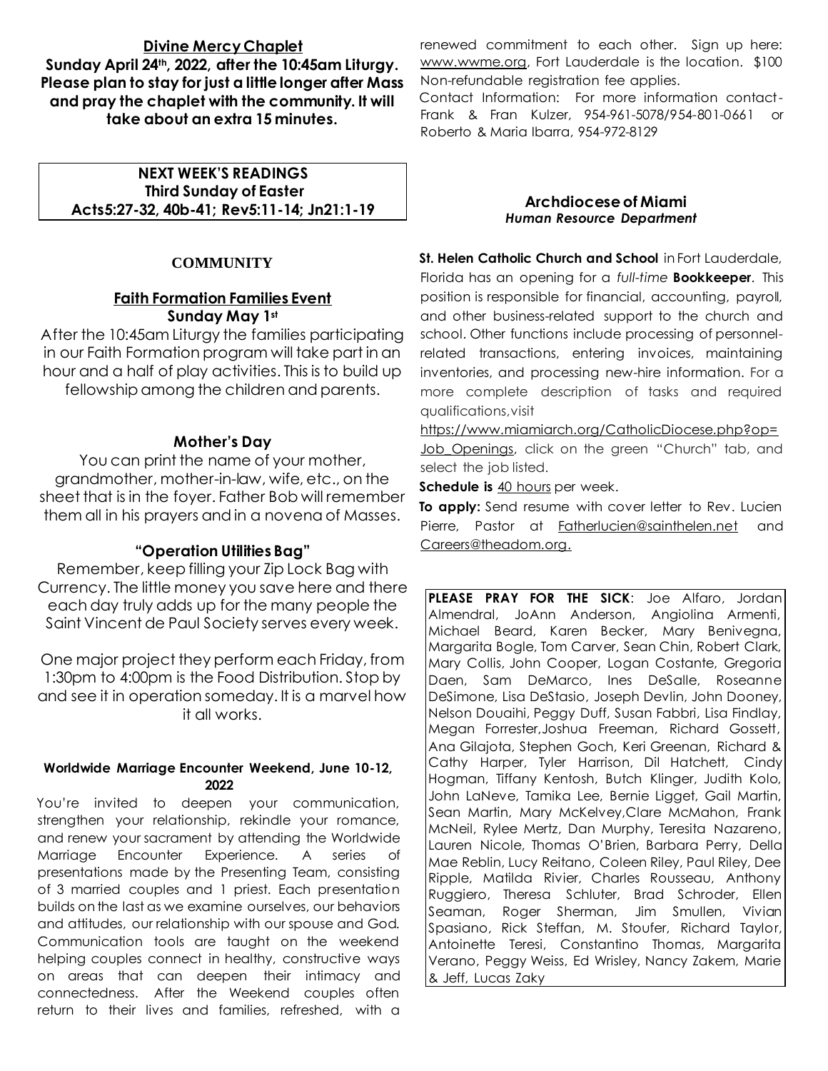## Divine Mercy Chaplet

**Sunday April 24th, 2022, after the 10:45am Liturgy. Please plan to stay for just a little longer after Mass and pray the chaplet with the community. It will take about an extra 15 minutes.**

**NEXT WEEK'S READINGS**
**Third Sunday of Easter**
**Acts5:27-32, 40b-41; Rev5:11-14; Jn21:1-19**

## COMMUNITY

### Faith Formation Families Event

**Sunday May 1st**

After the 10:45am Liturgy the families participating in our Faith Formation program will take part in an hour and a half of play activities. This is to build up fellowship among the children and parents.

### Mother's Day

You can print the name of your mother, grandmother, mother-in-law, wife, etc., on the sheet that is in the foyer. Father Bob will remember them all in his prayers and in a novena of Masses.

### "Operation Utilities Bag"

Remember, keep filling your Zip Lock Bag with Currency. The little money you save here and there each day truly adds up for the many people the Saint Vincent de Paul Society serves every week.

One major project they perform each Friday, from 1:30pm to 4:00pm is the Food Distribution. Stop by and see it in operation someday. It is a marvel how it all works.

#### Worldwide Marriage Encounter Weekend, June 10-12, 2022

You're invited to deepen your communication, strengthen your relationship, rekindle your romance, and renew your sacrament by attending the Worldwide Marriage Encounter Experience. A series of presentations made by the Presenting Team, consisting of 3 married couples and 1 priest. Each presentation builds on the last as we examine ourselves, our behaviors and attitudes, our relationship with our spouse and God. Communication tools are taught on the weekend helping couples connect in healthy, constructive ways on areas that can deepen their intimacy and connectedness. After the Weekend couples often return to their lives and families, refreshed, with a renewed commitment to each other. Sign up here: www.wwme.org, Fort Lauderdale is the location. $100 Non-refundable registration fee applies.

Contact Information: For more information contact- Frank & Fran Kulzer, 954-961-5078/954-801-0661 or Roberto & Maria Ibarra, 954-972-8129

### Archdiocese of Miami
***Human Resource Department***

**St. Helen Catholic Church and School** in Fort Lauderdale, Florida has an opening for a *full-time* **Bookkeeper**. This position is responsible for financial, accounting, payroll, and other business-related support to the church and school. Other functions include processing of personnel-related transactions, entering invoices, maintaining inventories, and processing new-hire information. For a more complete description of tasks and required qualifications, visit https://www.miamiarch.org/CatholicDiocese.php?op=Job_Openings, click on the green "Church" tab, and select the job listed.

**Schedule is** 40 hours per week.

**To apply:** Send resume with cover letter to Rev. Lucien Pierre, Pastor at Fatherlucien@sainthelen.net and Careers@theadom.org.

**PLEASE PRAY FOR THE SICK**: Joe Alfaro, Jordan Almendral, JoAnn Anderson, Angiolina Armenti, Michael Beard, Karen Becker, Mary Benivegna, Margarita Bogle, Tom Carver, Sean Chin, Robert Clark, Mary Collis, John Cooper, Logan Costante, Gregoria Daen, Sam DeMarco, Ines DeSalle, Roseanne DeSimone, Lisa DeStasio, Joseph Devlin, John Dooney, Nelson Douaihi, Peggy Duff, Susan Fabbri, Lisa Findlay, Megan Forrester,Joshua Freeman, Richard Gossett, Ana Gilajota, Stephen Goch, Keri Greenan, Richard & Cathy Harper, Tyler Harrison, Dil Hatchett, Cindy Hogman, Tiffany Kentosh, Butch Klinger, Judith Kolo, John LaNeve, Tamika Lee, Bernie Ligget, Gail Martin, Sean Martin, Mary McKelvey,Clare McMahon, Frank McNeil, Rylee Mertz, Dan Murphy, Teresita Nazareno, Lauren Nicole, Thomas O'Brien, Barbara Perry, Della Mae Reblin, Lucy Reitano, Coleen Riley, Paul Riley, Dee Ripple, Matilda Rivier, Charles Rousseau, Anthony Ruggiero, Theresa Schluter, Brad Schroder, Ellen Seaman, Roger Sherman, Jim Smullen, Vivian Spasiano, Rick Steffan, M. Stoufer, Richard Taylor, Antoinette Teresi, Constantino Thomas, Margarita Verano, Peggy Weiss, Ed Wrisley, Nancy Zakem, Marie & Jeff, Lucas Zaky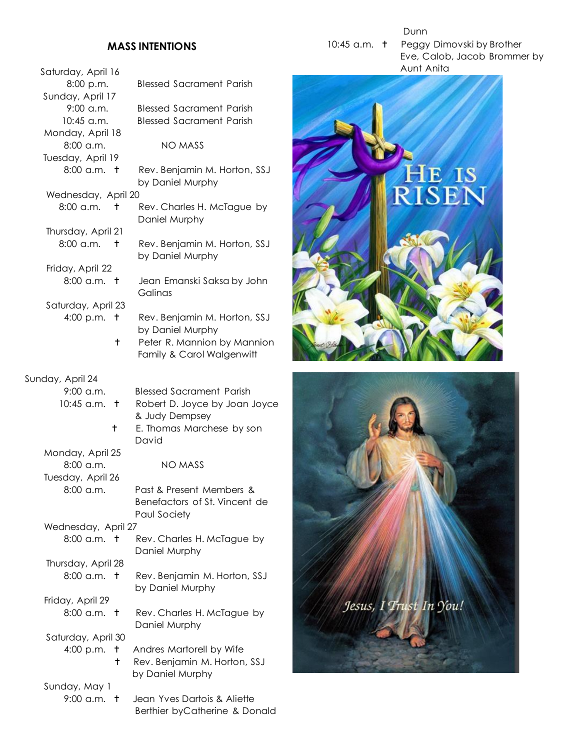## MASS INTENTIONS

Saturday, April 16
8:00 p.m. Blessed Sacrament Parish

Sunday, April 17
9:00 a.m. Blessed Sacrament Parish
10:45 a.m. Blessed Sacrament Parish

Monday, April 18
8:00 a.m. NO MASS

Tuesday, April 19
8:00 a.m. † Rev. Benjamin M. Horton, SSJ by Daniel Murphy

Wednesday, April 20
8:00 a.m. † Rev. Charles H. McTague by Daniel Murphy

Thursday, April 21
8:00 a.m. † Rev. Benjamin M. Horton, SSJ by Daniel Murphy

Friday, April 22
8:00 a.m. † Jean Emanski Saksa by John Galinas

Saturday, April 23
4:00 p.m. † Rev. Benjamin M. Horton, SSJ by Daniel Murphy
† Peter R. Mannion by Mannion Family & Carol Walgenwitt

Sunday, April 24
9:00 a.m. Blessed Sacrament Parish
10:45 a.m. † Robert D. Joyce by Joan Joyce & Judy Dempsey
† E. Thomas Marchese by son David

Monday, April 25
8:00 a.m. NO MASS

Tuesday, April 26
8:00 a.m. Past & Present Members & Benefactors of St. Vincent de Paul Society

Wednesday, April 27
8:00 a.m. † Rev. Charles H. McTague by Daniel Murphy

Thursday, April 28
8:00 a.m. † Rev. Benjamin M. Horton, SSJ by Daniel Murphy

Friday, April 29
8:00 a.m. † Rev. Charles H. McTague by Daniel Murphy

Saturday, April 30
4:00 p.m. † Andres Martorell by Wife
† Rev. Benjamin M. Horton, SSJ by Daniel Murphy

Sunday, May 1
9:00 a.m. † Jean Yves Dartois & Aliette Berthier byCatherine & Donald Dunn
10:45 a.m. † Peggy Dimovski by Brother
Eve, Calob, Jacob Brommer by Aunt Anita

HE IS RISEN

*Jesus, I Trust In You!*